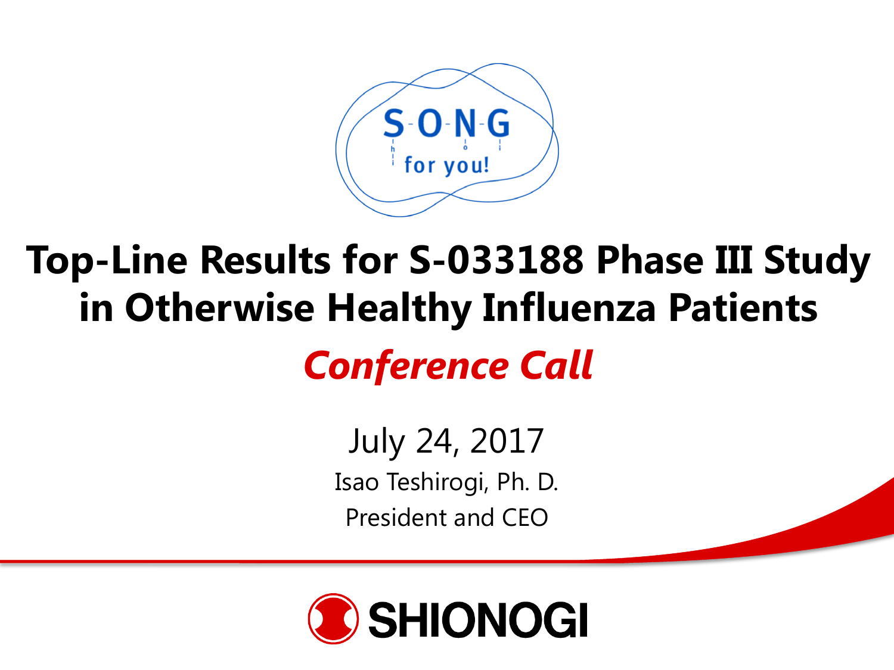S-O-N-G

for you!

# Top-Line Results for S-033188 Phase III Study in Otherwise Healthy Influenza Patients

## *Conference Call*

July 24, 2017

Isao Teshirogi, Ph. D.

President and CEO

SHIONOGI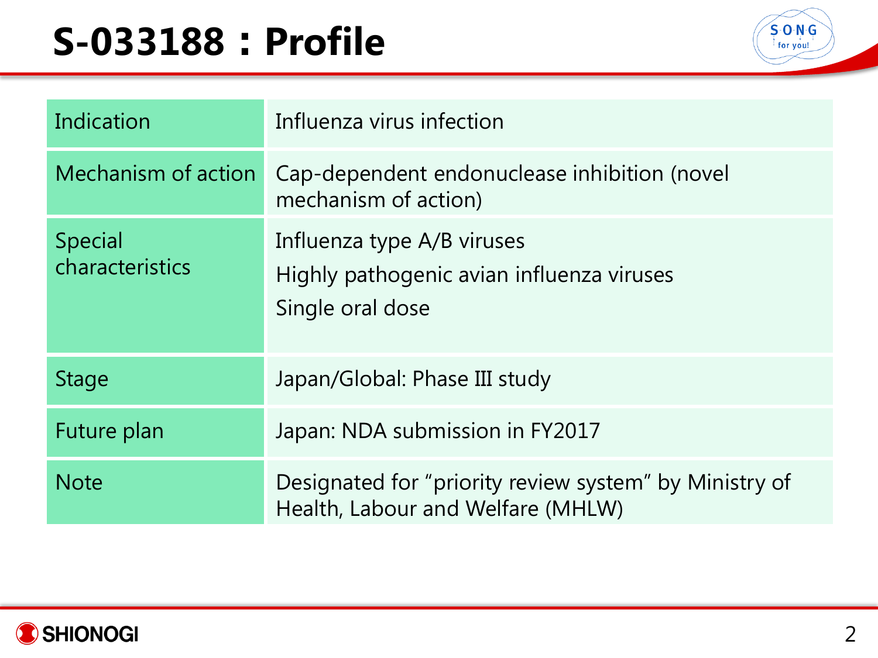# S-033188：Profile

| | |
|---|---|
| Indication | Influenza virus infection |
| Mechanism of action | Cap-dependent endonuclease inhibition (novel mechanism of action) |
| Special characteristics | Influenza type A/B viruses<br>Highly pathogenic avian influenza viruses<br>Single oral dose |
| Stage | Japan/Global: Phase III study |
| Future plan | Japan: NDA submission in FY2017 |
| Note | Designated for "priority review system" by Ministry of Health, Labour and Welfare (MHLW) |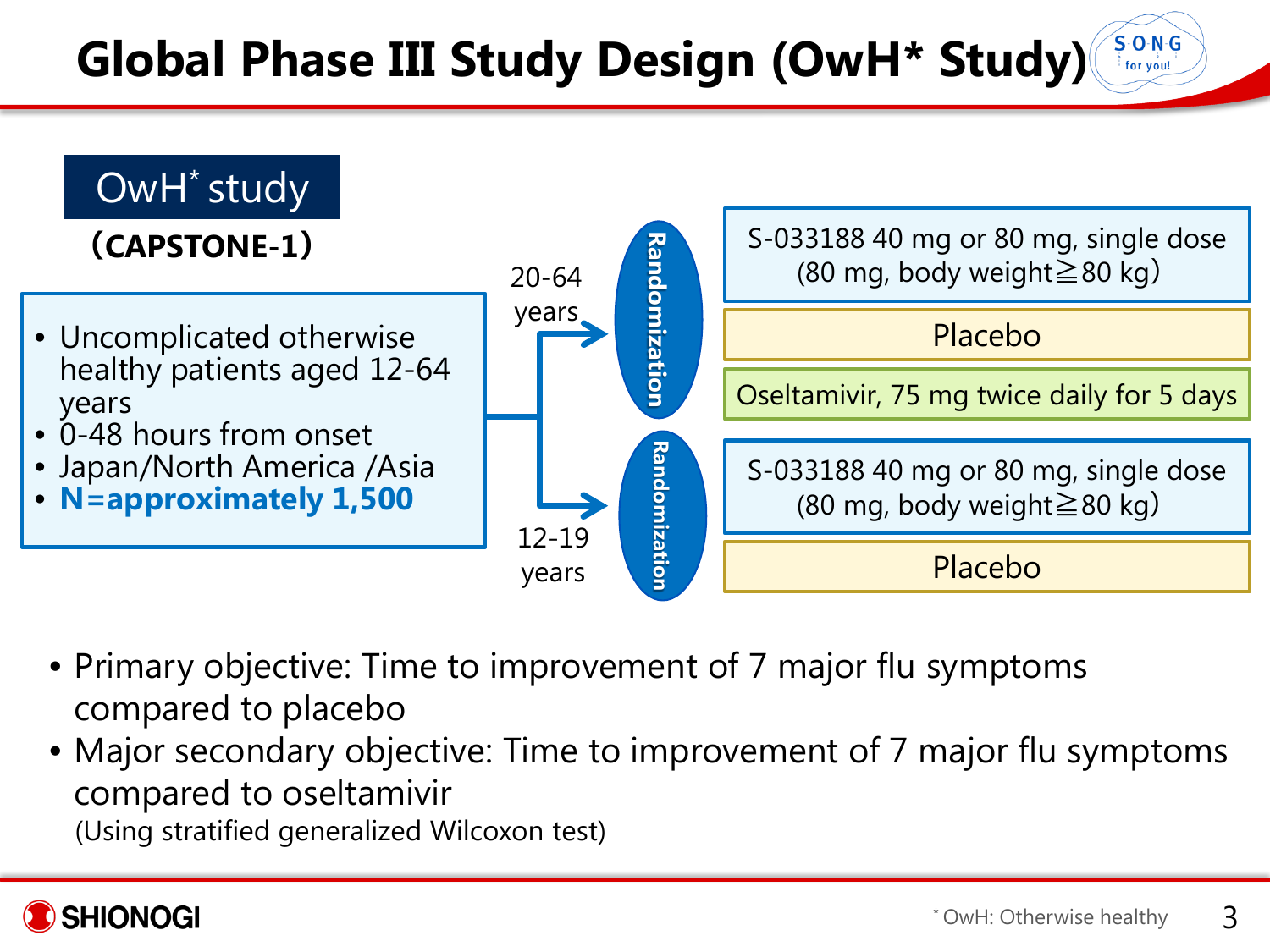# Global Phase III Study Design (OwH* Study)

## OwH* study
**(CAPSTONE-1)**

- Uncomplicated otherwise healthy patients aged 12-64 years
- 0-48 hours from onset
- Japan/North America /Asia
- **N=approximately 1,500**

**20-64 years → Randomization**

- S-033188 40 mg or 80 mg, single dose (80 mg, body weight≧80 kg)
- Placebo
- Oseltamivir, 75 mg twice daily for 5 days

**12-19 years → Randomization**

- S-033188 40 mg or 80 mg, single dose (80 mg, body weight≧80 kg)
- Placebo

---

- Primary objective: Time to improvement of 7 major flu symptoms compared to placebo
- Major secondary objective: Time to improvement of 7 major flu symptoms compared to oseltamivir
  (Using stratified generalized Wilcoxon test)

* OwH: Otherwise healthy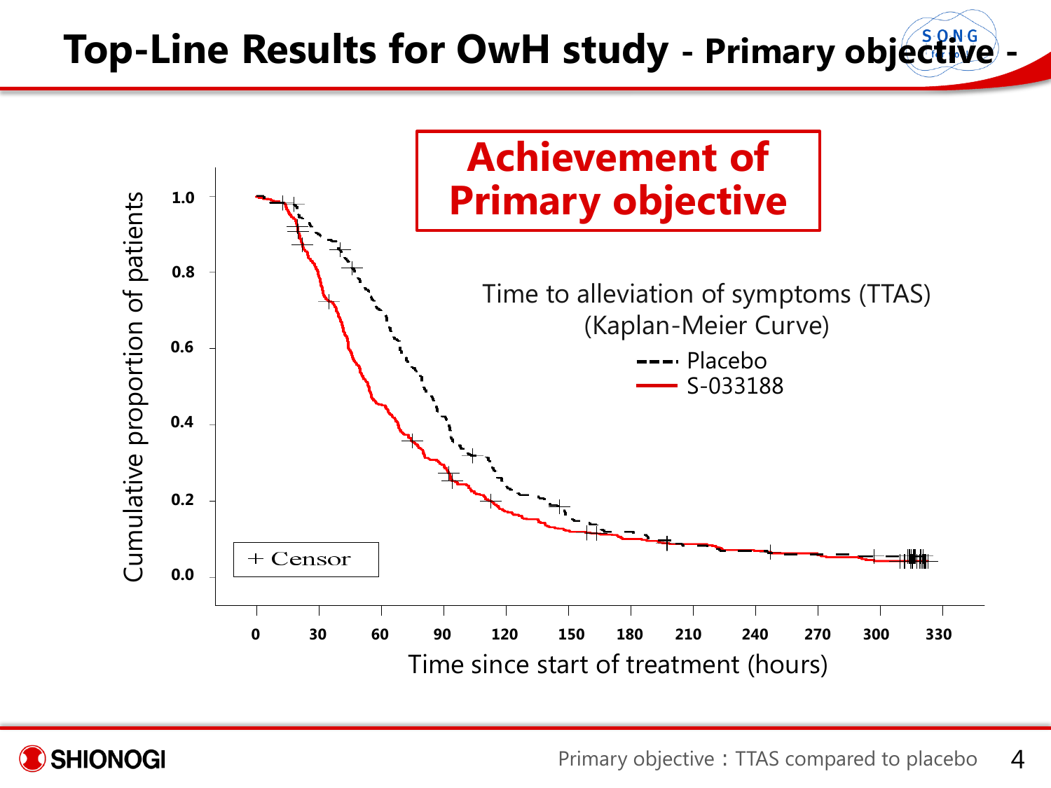# Top-Line Results for OwH study - Primary objective -

**Achievement of Primary objective**

Time to alleviation of symptoms (TTAS)
(Kaplan-Meier Curve)

Placebo
S-033188

+ Censor

Cumulative proportion of patients

1.0
0.8
0.6
0.4
0.2
0.0

0
30
60
90
120
150
180
210
240
270
300
330

Time since start of treatment (hours)

Primary objective：TTAS compared to placebo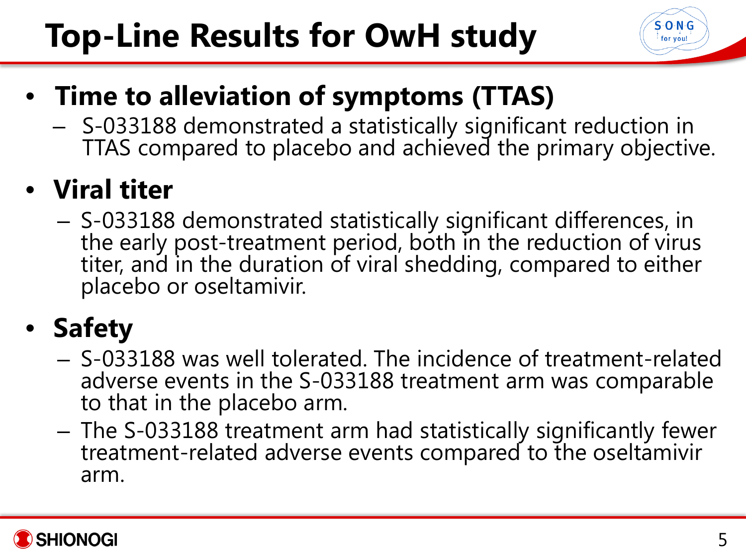# Top-Line Results for OwH study

- **Time to alleviation of symptoms (TTAS)**
  - S-033188 demonstrated a statistically significant reduction in TTAS compared to placebo and achieved the primary objective.
- **Viral titer**
  - S-033188 demonstrated statistically significant differences, in the early post-treatment period, both in the reduction of virus titer, and in the duration of viral shedding, compared to either placebo or oseltamivir.
- **Safety**
  - S-033188 was well tolerated. The incidence of treatment-related adverse events in the S-033188 treatment arm was comparable to that in the placebo arm.
  - The S-033188 treatment arm had statistically significantly fewer treatment-related adverse events compared to the oseltamivir arm.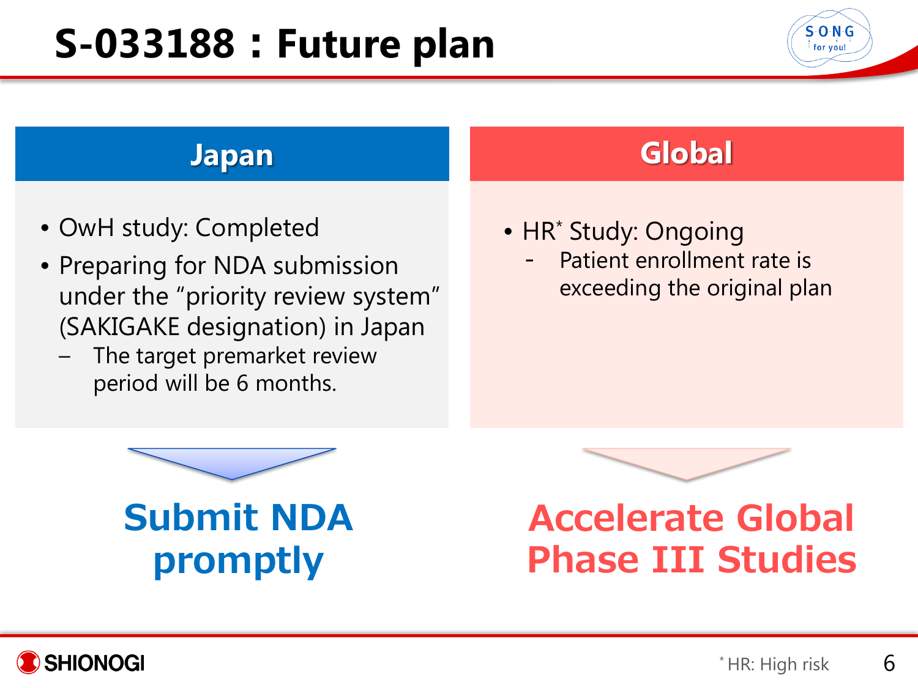# S-033188：Future plan

## Japan

- OwH study: Completed
- Preparing for NDA submission under the “priority review system” (SAKIGAKE designation) in Japan
  - The target premarket review period will be 6 months.

**Submit NDA promptly**

## Global

- HR* Study: Ongoing
  - Patient enrollment rate is exceeding the original plan

**Accelerate Global Phase III Studies**

* HR: High risk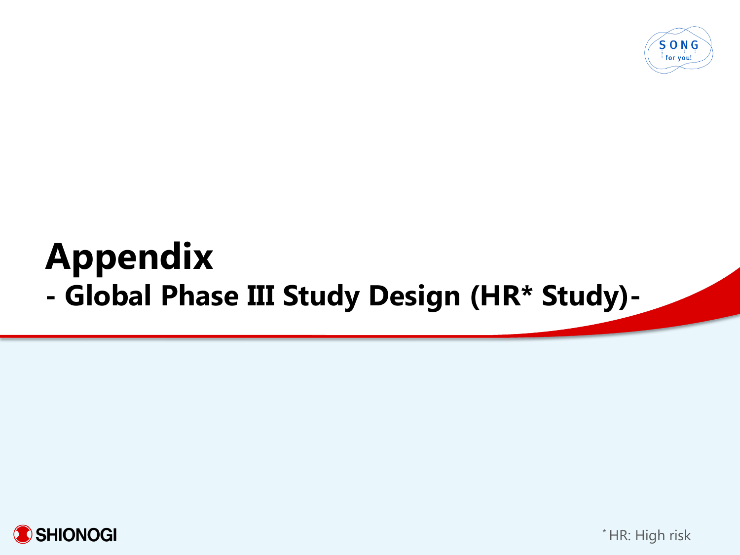# Appendix

## - Global Phase III Study Design (HR* Study)-

* HR: High risk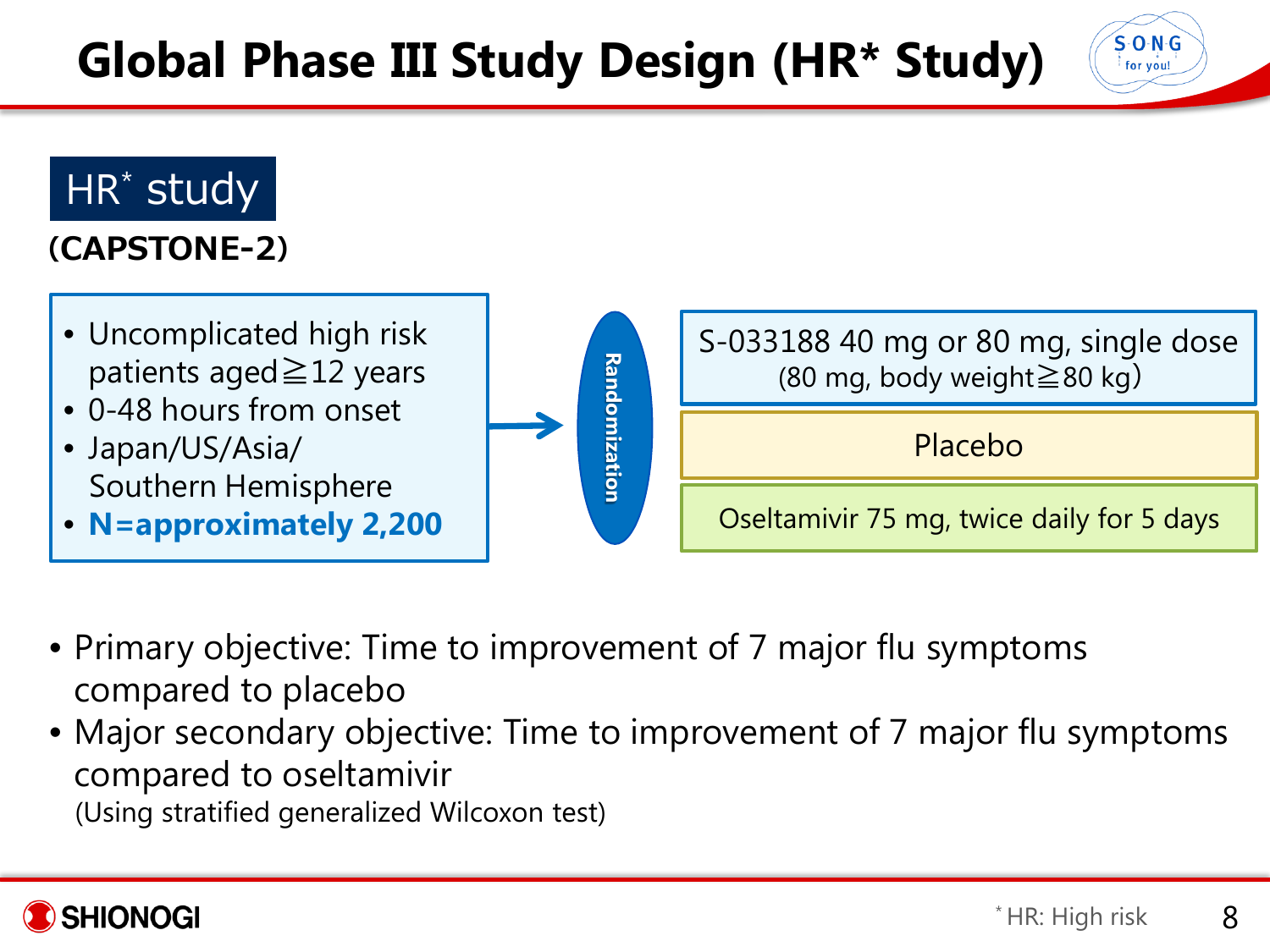# Global Phase III Study Design (HR* Study)

## HR* study

**(CAPSTONE-2)**

- Uncomplicated high risk patients aged≧12 years
- 0-48 hours from onset
- Japan/US/Asia/ Southern Hemisphere
- **N=approximately 2,200**

Randomization

- S-033188 40 mg or 80 mg, single dose (80 mg, body weight≧80 kg)
- Placebo
- Oseltamivir 75 mg, twice daily for 5 days

- Primary objective: Time to improvement of 7 major flu symptoms compared to placebo
- Major secondary objective: Time to improvement of 7 major flu symptoms compared to oseltamivir
  (Using stratified generalized Wilcoxon test)

* HR: High risk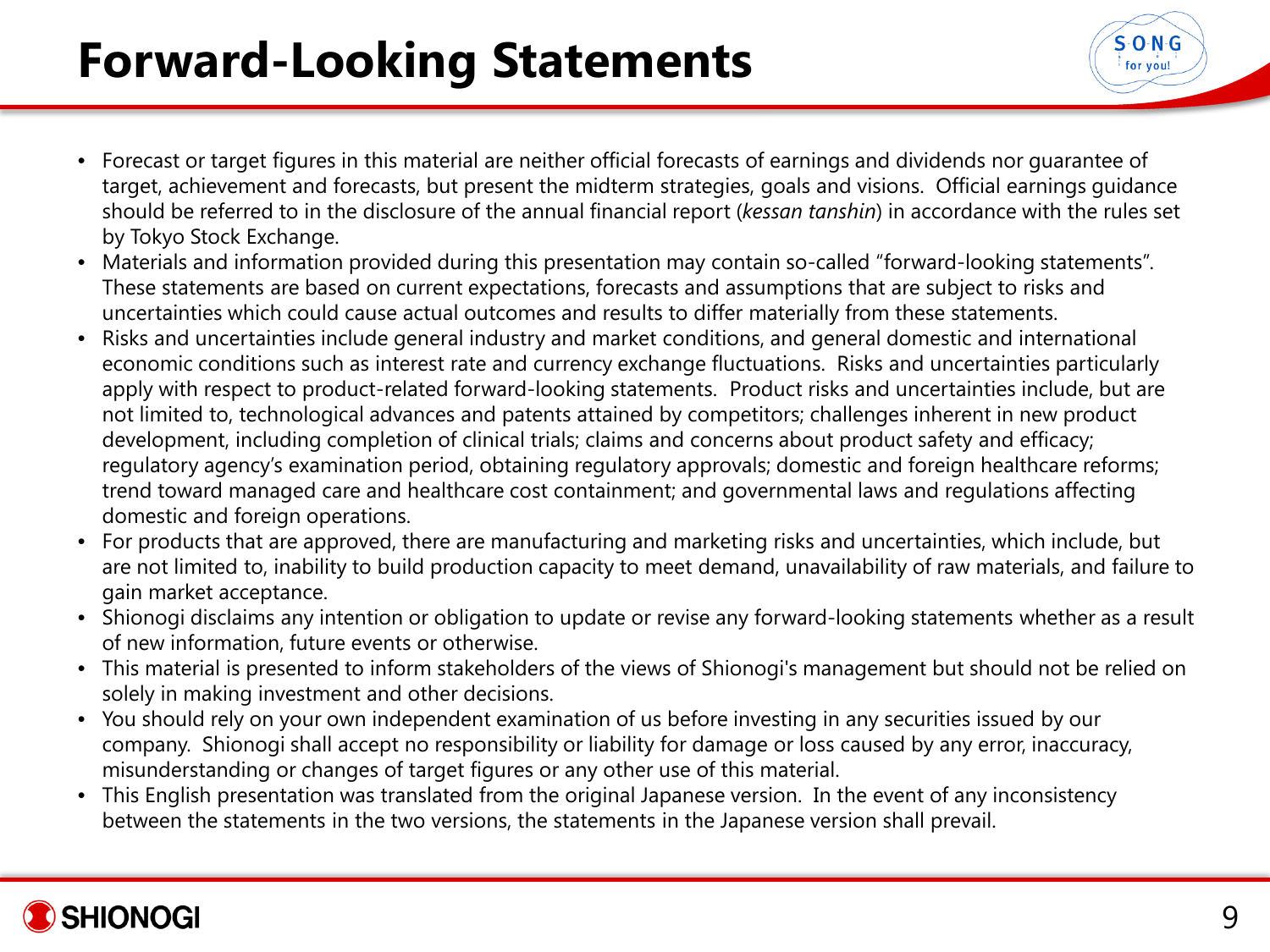# Forward-Looking Statements

- Forecast or target figures in this material are neither official forecasts of earnings and dividends nor guarantee of target, achievement and forecasts, but present the midterm strategies, goals and visions. Official earnings guidance should be referred to in the disclosure of the annual financial report (*kessan tanshin*) in accordance with the rules set by Tokyo Stock Exchange.
- Materials and information provided during this presentation may contain so-called "forward-looking statements". These statements are based on current expectations, forecasts and assumptions that are subject to risks and uncertainties which could cause actual outcomes and results to differ materially from these statements.
- Risks and uncertainties include general industry and market conditions, and general domestic and international economic conditions such as interest rate and currency exchange fluctuations. Risks and uncertainties particularly apply with respect to product-related forward-looking statements. Product risks and uncertainties include, but are not limited to, technological advances and patents attained by competitors; challenges inherent in new product development, including completion of clinical trials; claims and concerns about product safety and efficacy; regulatory agency's examination period, obtaining regulatory approvals; domestic and foreign healthcare reforms; trend toward managed care and healthcare cost containment; and governmental laws and regulations affecting domestic and foreign operations.
- For products that are approved, there are manufacturing and marketing risks and uncertainties, which include, but are not limited to, inability to build production capacity to meet demand, unavailability of raw materials, and failure to gain market acceptance.
- Shionogi disclaims any intention or obligation to update or revise any forward-looking statements whether as a result of new information, future events or otherwise.
- This material is presented to inform stakeholders of the views of Shionogi's management but should not be relied on solely in making investment and other decisions.
- You should rely on your own independent examination of us before investing in any securities issued by our company. Shionogi shall accept no responsibility or liability for damage or loss caused by any error, inaccuracy, misunderstanding or changes of target figures or any other use of this material.
- This English presentation was translated from the original Japanese version. In the event of any inconsistency between the statements in the two versions, the statements in the Japanese version shall prevail.